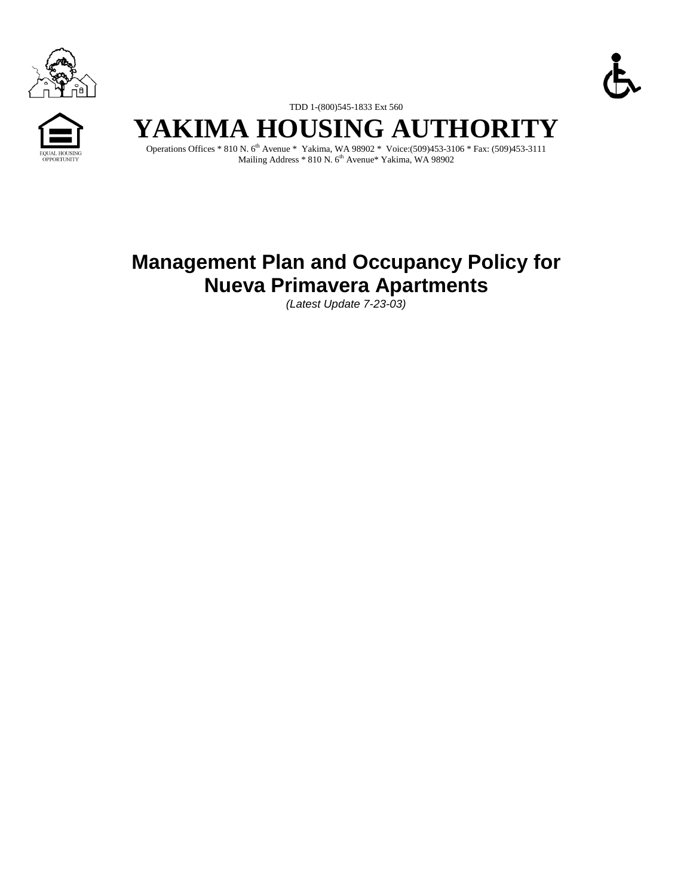TDD 1-(800)545-1833 Ext 560

# YAKIMA HOUSING AUTHORITY

Operations Offices * 810 N. 6th Avenue * Yakima, WA 98902 * Voice:(509)453-3106 * Fax: (509)453-3111
Mailing Address * 810 N. 6th Avenue* Yakima, WA 98902

EQUAL HOUSING OPPORTUNITY

# Management Plan and Occupancy Policy for Nueva Primavera Apartments

*(Latest Update 7-23-03)*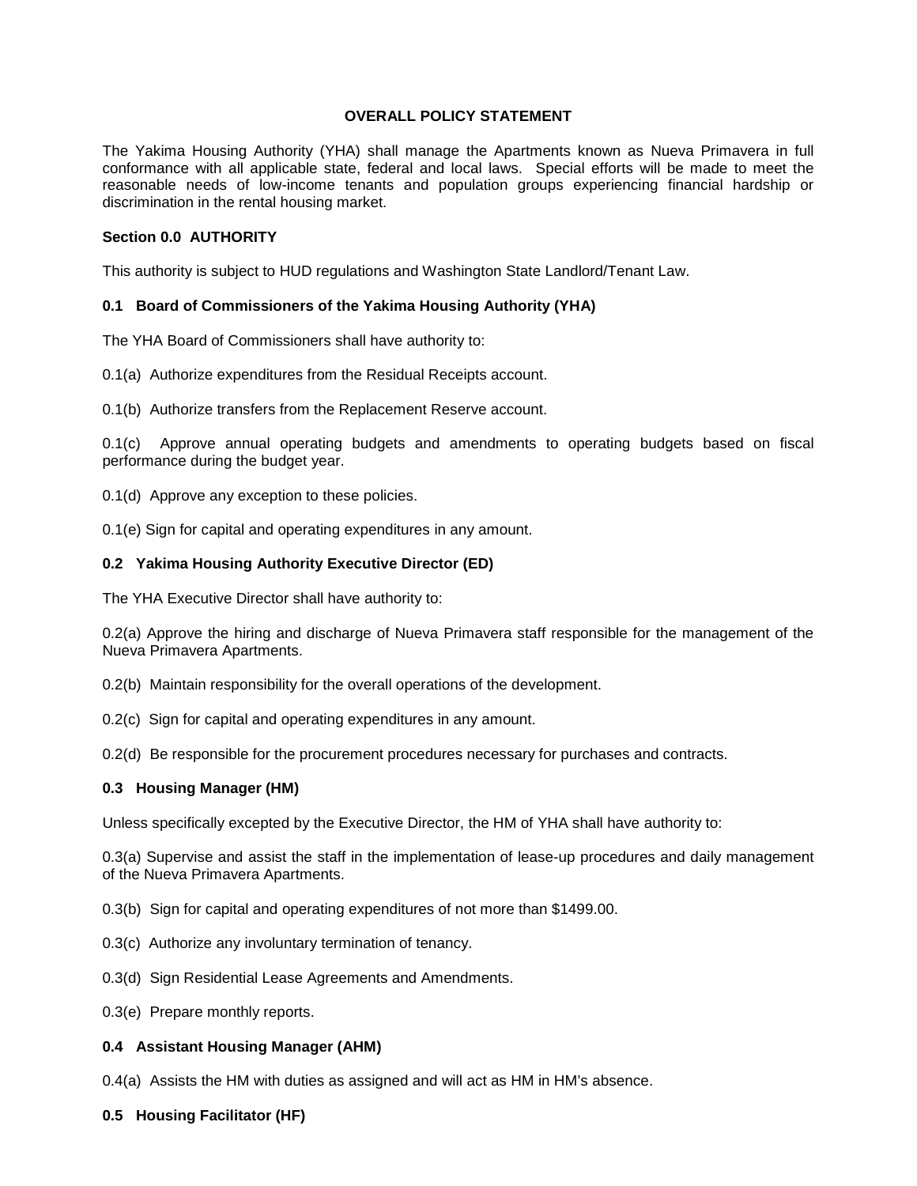**OVERALL POLICY STATEMENT**

The Yakima Housing Authority (YHA) shall manage the Apartments known as Nueva Primavera in full conformance with all applicable state, federal and local laws. Special efforts will be made to meet the reasonable needs of low-income tenants and population groups experiencing financial hardship or discrimination in the rental housing market.

**Section 0.0 AUTHORITY**

This authority is subject to HUD regulations and Washington State Landlord/Tenant Law.

**0.1 Board of Commissioners of the Yakima Housing Authority (YHA)**

The YHA Board of Commissioners shall have authority to:

0.1(a) Authorize expenditures from the Residual Receipts account.

0.1(b) Authorize transfers from the Replacement Reserve account.

0.1(c) Approve annual operating budgets and amendments to operating budgets based on fiscal performance during the budget year.

0.1(d) Approve any exception to these policies.

0.1(e) Sign for capital and operating expenditures in any amount.

**0.2 Yakima Housing Authority Executive Director (ED)**

The YHA Executive Director shall have authority to:

0.2(a) Approve the hiring and discharge of Nueva Primavera staff responsible for the management of the Nueva Primavera Apartments.

0.2(b) Maintain responsibility for the overall operations of the development.

0.2(c) Sign for capital and operating expenditures in any amount.

0.2(d) Be responsible for the procurement procedures necessary for purchases and contracts.

**0.3 Housing Manager (HM)**

Unless specifically excepted by the Executive Director, the HM of YHA shall have authority to:

0.3(a) Supervise and assist the staff in the implementation of lease-up procedures and daily management of the Nueva Primavera Apartments.

0.3(b) Sign for capital and operating expenditures of not more than $1499.00.

0.3(c) Authorize any involuntary termination of tenancy.

0.3(d) Sign Residential Lease Agreements and Amendments.

0.3(e) Prepare monthly reports.

**0.4 Assistant Housing Manager (AHM)**

0.4(a) Assists the HM with duties as assigned and will act as HM in HM's absence.

**0.5 Housing Facilitator (HF)**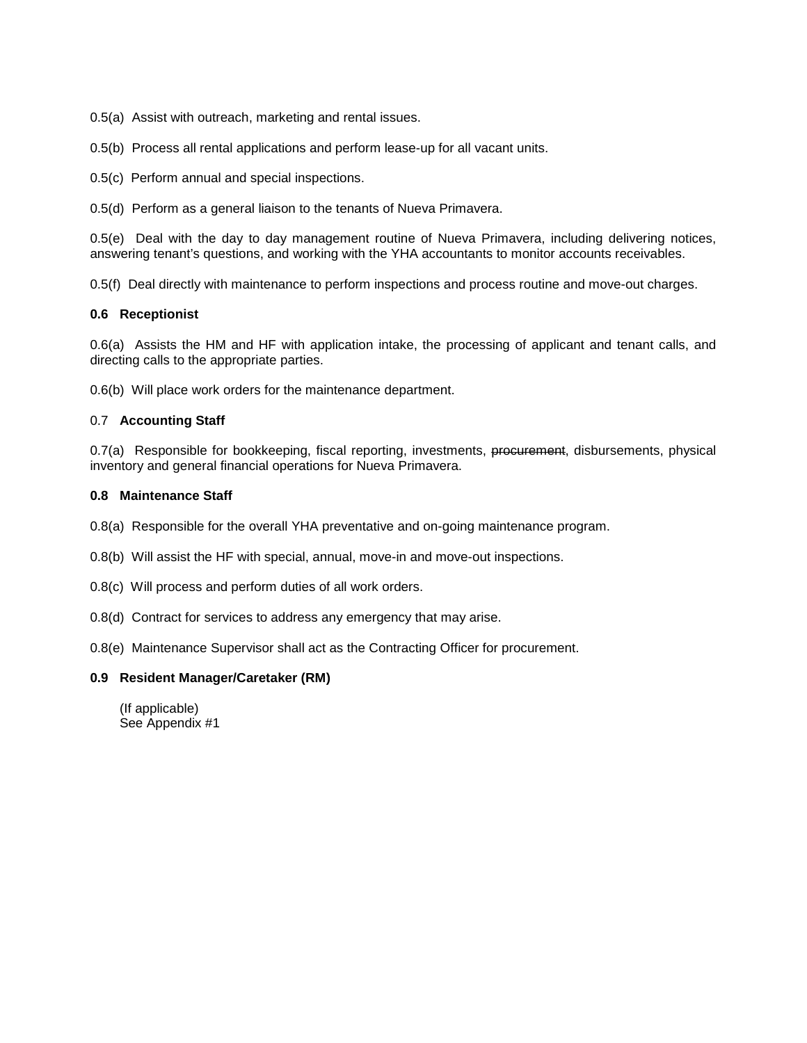0.5(a) Assist with outreach, marketing and rental issues.

0.5(b) Process all rental applications and perform lease-up for all vacant units.

0.5(c) Perform annual and special inspections.

0.5(d) Perform as a general liaison to the tenants of Nueva Primavera.

0.5(e) Deal with the day to day management routine of Nueva Primavera, including delivering notices, answering tenant's questions, and working with the YHA accountants to monitor accounts receivables.

0.5(f) Deal directly with maintenance to perform inspections and process routine and move-out charges.

**0.6 Receptionist**

0.6(a) Assists the HM and HF with application intake, the processing of applicant and tenant calls, and directing calls to the appropriate parties.

0.6(b) Will place work orders for the maintenance department.

0.7 **Accounting Staff**

0.7(a) Responsible for bookkeeping, fiscal reporting, investments, ~~procurement~~, disbursements, physical inventory and general financial operations for Nueva Primavera.

**0.8 Maintenance Staff**

0.8(a) Responsible for the overall YHA preventative and on-going maintenance program.

0.8(b) Will assist the HF with special, annual, move-in and move-out inspections.

0.8(c) Will process and perform duties of all work orders.

0.8(d) Contract for services to address any emergency that may arise.

0.8(e) Maintenance Supervisor shall act as the Contracting Officer for procurement.

**0.9 Resident Manager/Caretaker (RM)**

(If applicable)
See Appendix #1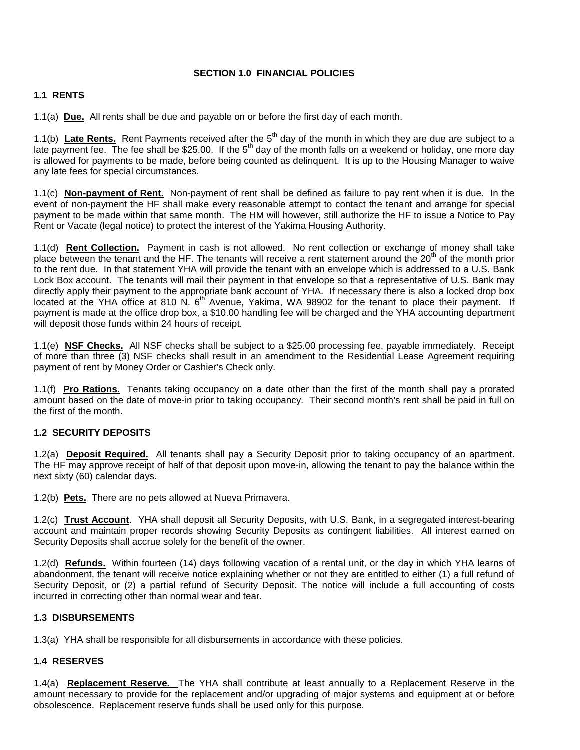## SECTION 1.0 FINANCIAL POLICIES

### 1.1 RENTS

1.1(a) **Due.** All rents shall be due and payable on or before the first day of each month.

1.1(b) **Late Rents.** Rent Payments received after the 5th day of the month in which they are due are subject to a late payment fee. The fee shall be $25.00. If the 5th day of the month falls on a weekend or holiday, one more day is allowed for payments to be made, before being counted as delinquent. It is up to the Housing Manager to waive any late fees for special circumstances.

1.1(c) **Non-payment of Rent.** Non-payment of rent shall be defined as failure to pay rent when it is due. In the event of non-payment the HF shall make every reasonable attempt to contact the tenant and arrange for special payment to be made within that same month. The HM will however, still authorize the HF to issue a Notice to Pay Rent or Vacate (legal notice) to protect the interest of the Yakima Housing Authority.

1.1(d) **Rent Collection.** Payment in cash is not allowed. No rent collection or exchange of money shall take place between the tenant and the HF. The tenants will receive a rent statement around the 20th of the month prior to the rent due. In that statement YHA will provide the tenant with an envelope which is addressed to a U.S. Bank Lock Box account. The tenants will mail their payment in that envelope so that a representative of U.S. Bank may directly apply their payment to the appropriate bank account of YHA. If necessary there is also a locked drop box located at the YHA office at 810 N. 6th Avenue, Yakima, WA 98902 for the tenant to place their payment. If payment is made at the office drop box, a $10.00 handling fee will be charged and the YHA accounting department will deposit those funds within 24 hours of receipt.

1.1(e) **NSF Checks.** All NSF checks shall be subject to a $25.00 processing fee, payable immediately. Receipt of more than three (3) NSF checks shall result in an amendment to the Residential Lease Agreement requiring payment of rent by Money Order or Cashier's Check only.

1.1(f) **Pro Rations.** Tenants taking occupancy on a date other than the first of the month shall pay a prorated amount based on the date of move-in prior to taking occupancy. Their second month's rent shall be paid in full on the first of the month.

### 1.2 SECURITY DEPOSITS

1.2(a) **Deposit Required.** All tenants shall pay a Security Deposit prior to taking occupancy of an apartment. The HF may approve receipt of half of that deposit upon move-in, allowing the tenant to pay the balance within the next sixty (60) calendar days.

1.2(b) **Pets.** There are no pets allowed at Nueva Primavera.

1.2(c) **Trust Account**. YHA shall deposit all Security Deposits, with U.S. Bank, in a segregated interest-bearing account and maintain proper records showing Security Deposits as contingent liabilities. All interest earned on Security Deposits shall accrue solely for the benefit of the owner.

1.2(d) **Refunds.** Within fourteen (14) days following vacation of a rental unit, or the day in which YHA learns of abandonment, the tenant will receive notice explaining whether or not they are entitled to either (1) a full refund of Security Deposit, or (2) a partial refund of Security Deposit. The notice will include a full accounting of costs incurred in correcting other than normal wear and tear.

### 1.3 DISBURSEMENTS

1.3(a) YHA shall be responsible for all disbursements in accordance with these policies.

### 1.4 RESERVES

1.4(a) **Replacement Reserve.** The YHA shall contribute at least annually to a Replacement Reserve in the amount necessary to provide for the replacement and/or upgrading of major systems and equipment at or before obsolescence. Replacement reserve funds shall be used only for this purpose.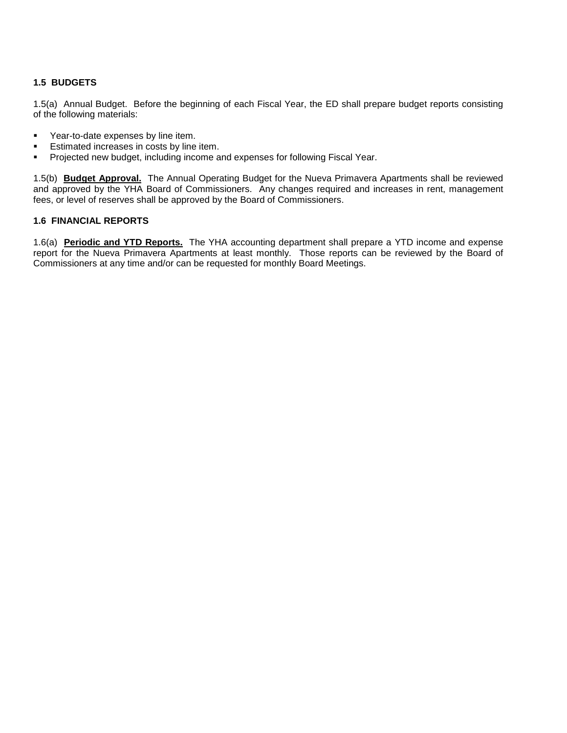### 1.5 BUDGETS

1.5(a) Annual Budget. Before the beginning of each Fiscal Year, the ED shall prepare budget reports consisting of the following materials:

- Year-to-date expenses by line item.
- Estimated increases in costs by line item.
- Projected new budget, including income and expenses for following Fiscal Year.

1.5(b) **Budget Approval.** The Annual Operating Budget for the Nueva Primavera Apartments shall be reviewed and approved by the YHA Board of Commissioners. Any changes required and increases in rent, management fees, or level of reserves shall be approved by the Board of Commissioners.

### 1.6 FINANCIAL REPORTS

1.6(a) **Periodic and YTD Reports.** The YHA accounting department shall prepare a YTD income and expense report for the Nueva Primavera Apartments at least monthly. Those reports can be reviewed by the Board of Commissioners at any time and/or can be requested for monthly Board Meetings.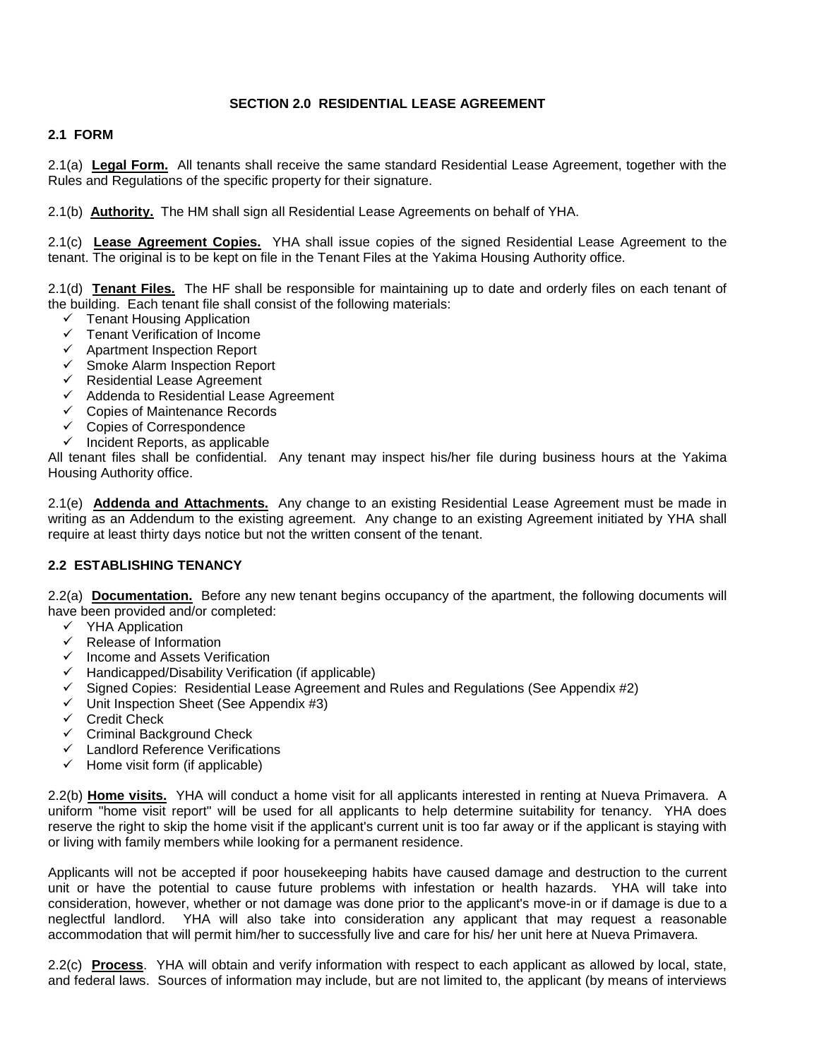# SECTION 2.0 RESIDENTIAL LEASE AGREEMENT

## 2.1 FORM

2.1(a) **Legal Form.** All tenants shall receive the same standard Residential Lease Agreement, together with the Rules and Regulations of the specific property for their signature.

2.1(b) **Authority.** The HM shall sign all Residential Lease Agreements on behalf of YHA.

2.1(c) **Lease Agreement Copies.** YHA shall issue copies of the signed Residential Lease Agreement to the tenant. The original is to be kept on file in the Tenant Files at the Yakima Housing Authority office.

2.1(d) **Tenant Files.** The HF shall be responsible for maintaining up to date and orderly files on each tenant of the building. Each tenant file shall consist of the following materials:

- ✓ Tenant Housing Application
- ✓ Tenant Verification of Income
- ✓ Apartment Inspection Report
- ✓ Smoke Alarm Inspection Report
- ✓ Residential Lease Agreement
- ✓ Addenda to Residential Lease Agreement
- ✓ Copies of Maintenance Records
- ✓ Copies of Correspondence
- ✓ Incident Reports, as applicable

All tenant files shall be confidential. Any tenant may inspect his/her file during business hours at the Yakima Housing Authority office.

2.1(e) **Addenda and Attachments.** Any change to an existing Residential Lease Agreement must be made in writing as an Addendum to the existing agreement. Any change to an existing Agreement initiated by YHA shall require at least thirty days notice but not the written consent of the tenant.

## 2.2 ESTABLISHING TENANCY

2.2(a) **Documentation.** Before any new tenant begins occupancy of the apartment, the following documents will have been provided and/or completed:

- ✓ YHA Application
- ✓ Release of Information
- ✓ Income and Assets Verification
- ✓ Handicapped/Disability Verification (if applicable)
- ✓ Signed Copies: Residential Lease Agreement and Rules and Regulations (See Appendix #2)
- ✓ Unit Inspection Sheet (See Appendix #3)
- ✓ Credit Check
- ✓ Criminal Background Check
- ✓ Landlord Reference Verifications
- ✓ Home visit form (if applicable)

2.2(b) **Home visits.** YHA will conduct a home visit for all applicants interested in renting at Nueva Primavera. A uniform "home visit report" will be used for all applicants to help determine suitability for tenancy. YHA does reserve the right to skip the home visit if the applicant's current unit is too far away or if the applicant is staying with or living with family members while looking for a permanent residence.

Applicants will not be accepted if poor housekeeping habits have caused damage and destruction to the current unit or have the potential to cause future problems with infestation or health hazards. YHA will take into consideration, however, whether or not damage was done prior to the applicant's move-in or if damage is due to a neglectful landlord. YHA will also take into consideration any applicant that may request a reasonable accommodation that will permit him/her to successfully live and care for his/ her unit here at Nueva Primavera.

2.2(c) **Process**. YHA will obtain and verify information with respect to each applicant as allowed by local, state, and federal laws. Sources of information may include, but are not limited to, the applicant (by means of interviews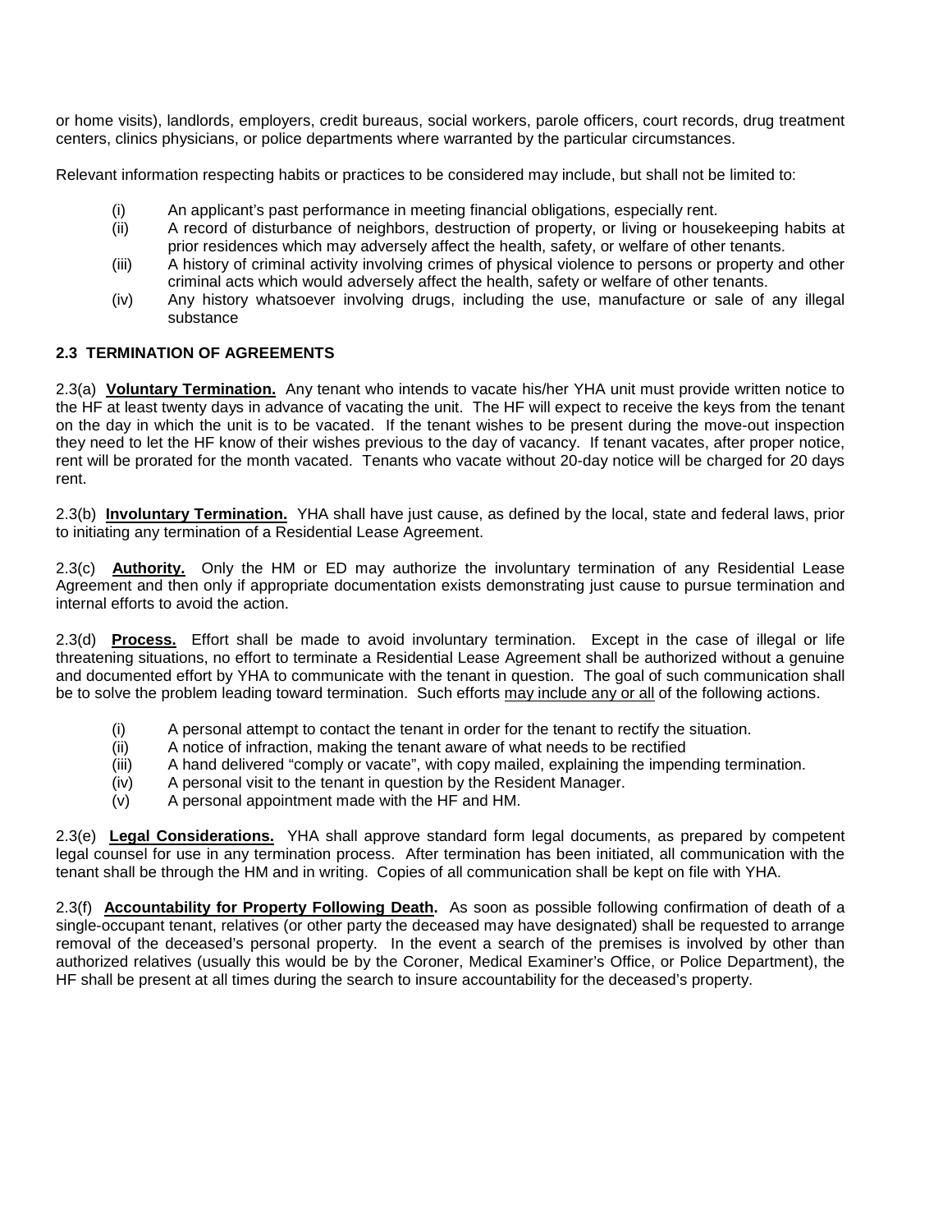or home visits), landlords, employers, credit bureaus, social workers, parole officers, court records, drug treatment centers, clinics physicians, or police departments where warranted by the particular circumstances.

Relevant information respecting habits or practices to be considered may include, but shall not be limited to:

(i) An applicant's past performance in meeting financial obligations, especially rent.
(ii) A record of disturbance of neighbors, destruction of property, or living or housekeeping habits at prior residences which may adversely affect the health, safety, or welfare of other tenants.
(iii) A history of criminal activity involving crimes of physical violence to persons or property and other criminal acts which would adversely affect the health, safety or welfare of other tenants.
(iv) Any history whatsoever involving drugs, including the use, manufacture or sale of any illegal substance

### 2.3 TERMINATION OF AGREEMENTS

2.3(a) **Voluntary Termination.** Any tenant who intends to vacate his/her YHA unit must provide written notice to the HF at least twenty days in advance of vacating the unit. The HF will expect to receive the keys from the tenant on the day in which the unit is to be vacated. If the tenant wishes to be present during the move-out inspection they need to let the HF know of their wishes previous to the day of vacancy. If tenant vacates, after proper notice, rent will be prorated for the month vacated. Tenants who vacate without 20-day notice will be charged for 20 days rent.

2.3(b) **Involuntary Termination.** YHA shall have just cause, as defined by the local, state and federal laws, prior to initiating any termination of a Residential Lease Agreement.

2.3(c) **Authority.** Only the HM or ED may authorize the involuntary termination of any Residential Lease Agreement and then only if appropriate documentation exists demonstrating just cause to pursue termination and internal efforts to avoid the action.

2.3(d) **Process.** Effort shall be made to avoid involuntary termination. Except in the case of illegal or life threatening situations, no effort to terminate a Residential Lease Agreement shall be authorized without a genuine and documented effort by YHA to communicate with the tenant in question. The goal of such communication shall be to solve the problem leading toward termination. Such efforts may include any or all of the following actions.

(i) A personal attempt to contact the tenant in order for the tenant to rectify the situation.
(ii) A notice of infraction, making the tenant aware of what needs to be rectified
(iii) A hand delivered "comply or vacate", with copy mailed, explaining the impending termination.
(iv) A personal visit to the tenant in question by the Resident Manager.
(v) A personal appointment made with the HF and HM.

2.3(e) **Legal Considerations.** YHA shall approve standard form legal documents, as prepared by competent legal counsel for use in any termination process. After termination has been initiated, all communication with the tenant shall be through the HM and in writing. Copies of all communication shall be kept on file with YHA.

2.3(f) **Accountability for Property Following Death.** As soon as possible following confirmation of death of a single-occupant tenant, relatives (or other party the deceased may have designated) shall be requested to arrange removal of the deceased's personal property. In the event a search of the premises is involved by other than authorized relatives (usually this would be by the Coroner, Medical Examiner's Office, or Police Department), the HF shall be present at all times during the search to insure accountability for the deceased's property.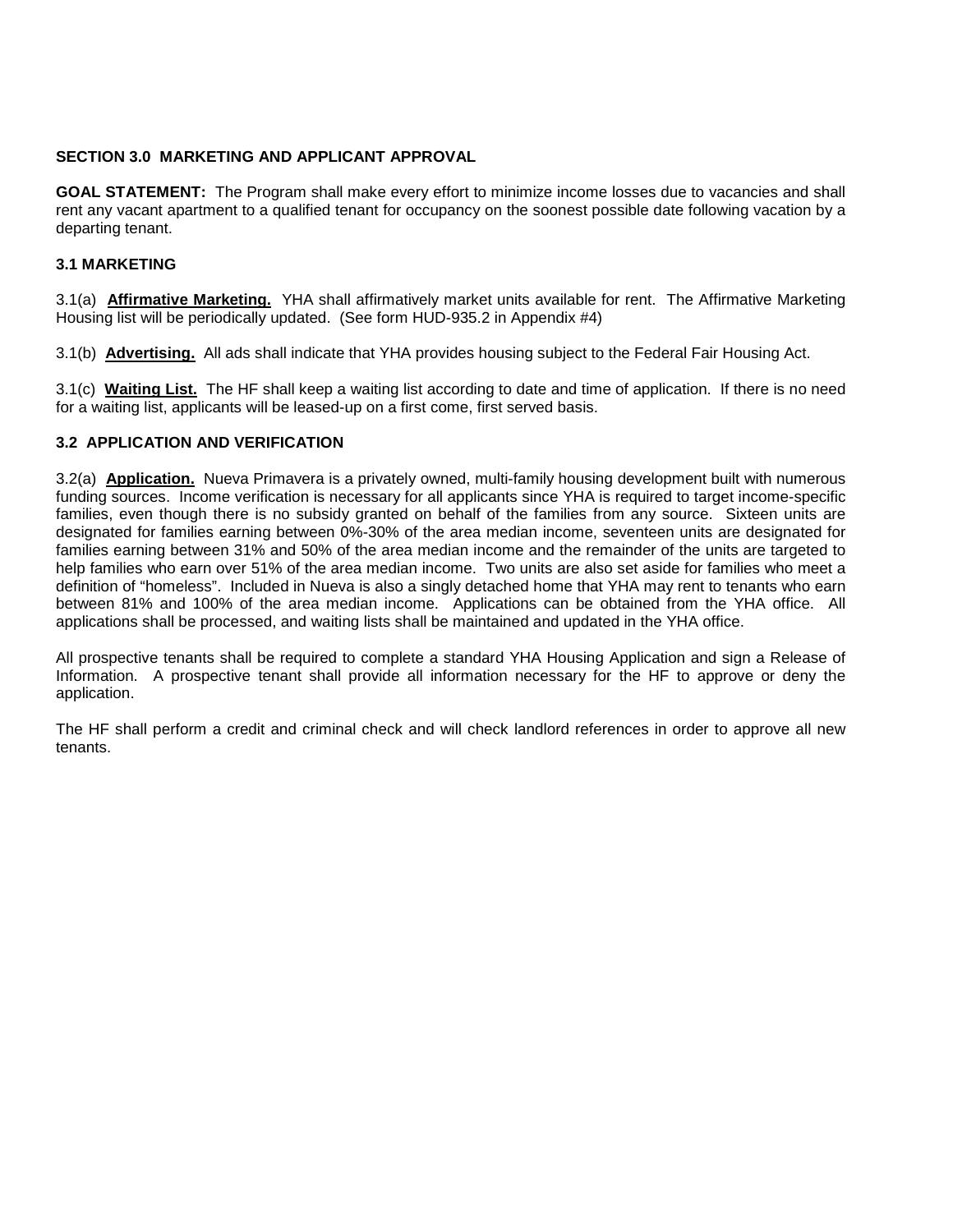## SECTION 3.0 MARKETING AND APPLICANT APPROVAL

**GOAL STATEMENT:** The Program shall make every effort to minimize income losses due to vacancies and shall rent any vacant apartment to a qualified tenant for occupancy on the soonest possible date following vacation by a departing tenant.

### 3.1 MARKETING

3.1(a) **Affirmative Marketing.** YHA shall affirmatively market units available for rent. The Affirmative Marketing Housing list will be periodically updated. (See form HUD-935.2 in Appendix #4)

3.1(b) **Advertising.** All ads shall indicate that YHA provides housing subject to the Federal Fair Housing Act.

3.1(c) **Waiting List.** The HF shall keep a waiting list according to date and time of application. If there is no need for a waiting list, applicants will be leased-up on a first come, first served basis.

### 3.2 APPLICATION AND VERIFICATION

3.2(a) **Application.** Nueva Primavera is a privately owned, multi-family housing development built with numerous funding sources. Income verification is necessary for all applicants since YHA is required to target income-specific families, even though there is no subsidy granted on behalf of the families from any source. Sixteen units are designated for families earning between 0%-30% of the area median income, seventeen units are designated for families earning between 31% and 50% of the area median income and the remainder of the units are targeted to help families who earn over 51% of the area median income. Two units are also set aside for families who meet a definition of "homeless". Included in Nueva is also a singly detached home that YHA may rent to tenants who earn between 81% and 100% of the area median income. Applications can be obtained from the YHA office. All applications shall be processed, and waiting lists shall be maintained and updated in the YHA office.

All prospective tenants shall be required to complete a standard YHA Housing Application and sign a Release of Information. A prospective tenant shall provide all information necessary for the HF to approve or deny the application.

The HF shall perform a credit and criminal check and will check landlord references in order to approve all new tenants.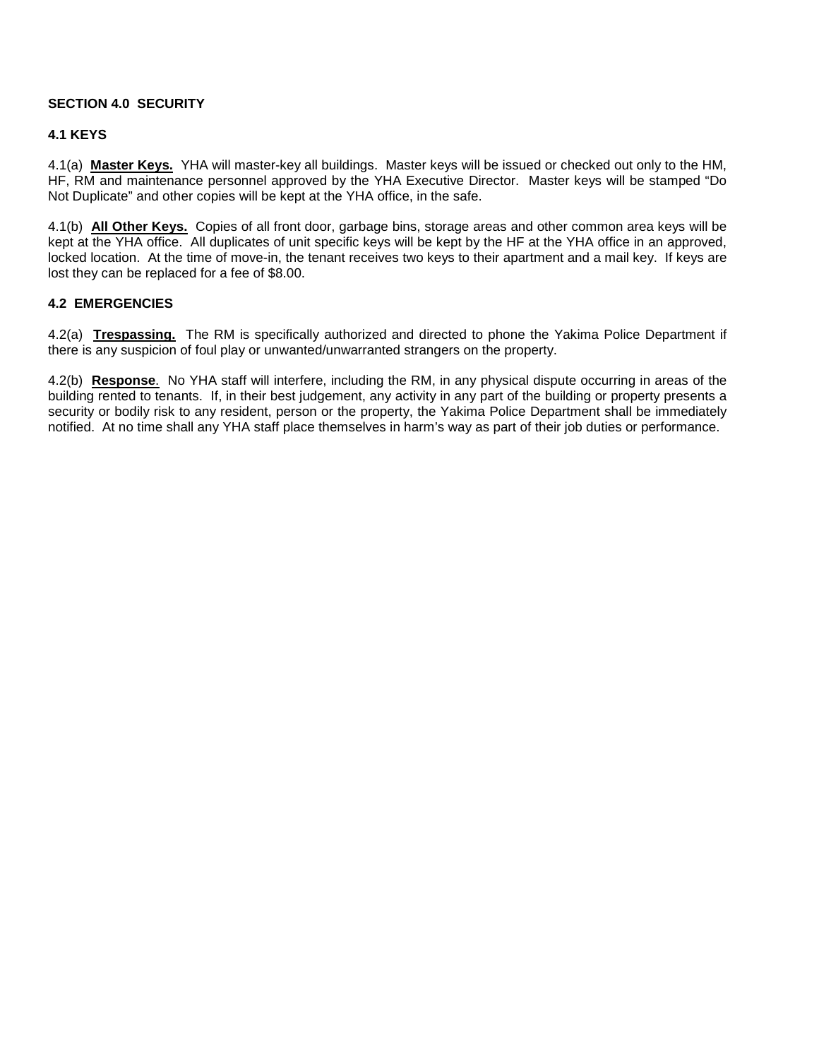## SECTION 4.0 SECURITY

### 4.1 KEYS

4.1(a) **Master Keys.** YHA will master-key all buildings. Master keys will be issued or checked out only to the HM, HF, RM and maintenance personnel approved by the YHA Executive Director. Master keys will be stamped "Do Not Duplicate" and other copies will be kept at the YHA office, in the safe.

4.1(b) **All Other Keys.** Copies of all front door, garbage bins, storage areas and other common area keys will be kept at the YHA office. All duplicates of unit specific keys will be kept by the HF at the YHA office in an approved, locked location. At the time of move-in, the tenant receives two keys to their apartment and a mail key. If keys are lost they can be replaced for a fee of $8.00.

### 4.2 EMERGENCIES

4.2(a) **Trespassing.** The RM is specifically authorized and directed to phone the Yakima Police Department if there is any suspicion of foul play or unwanted/unwarranted strangers on the property.

4.2(b) **Response**. No YHA staff will interfere, including the RM, in any physical dispute occurring in areas of the building rented to tenants. If, in their best judgement, any activity in any part of the building or property presents a security or bodily risk to any resident, person or the property, the Yakima Police Department shall be immediately notified. At no time shall any YHA staff place themselves in harm's way as part of their job duties or performance.